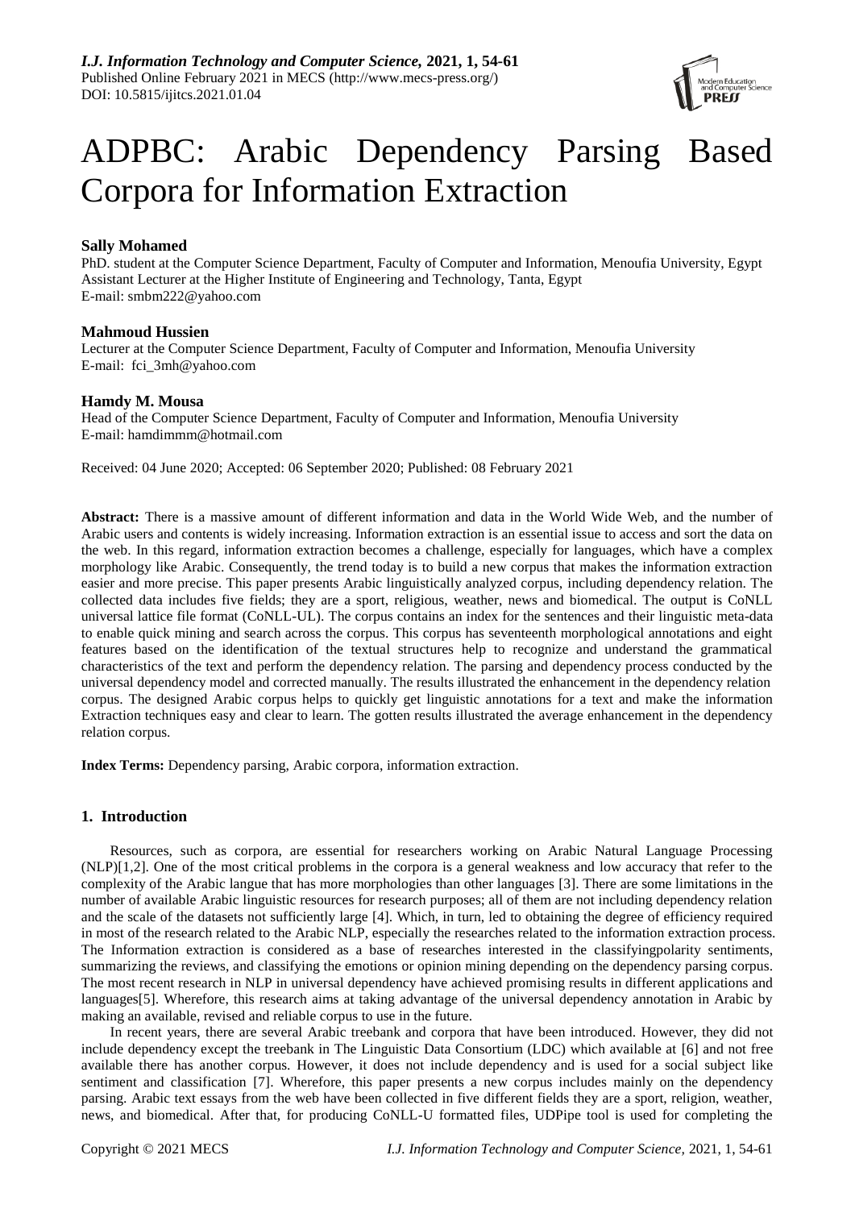# ADPBC: Arabic Dependency Parsing Based Corpora for Information Extraction

**Sally Mohamed**
PhD. student at the Computer Science Department, Faculty of Computer and Information, Menoufia University, Egypt
Assistant Lecturer at the Higher Institute of Engineering and Technology, Tanta, Egypt
E-mail: smbm222@yahoo.com

**Mahmoud Hussien**
Lecturer at the Computer Science Department, Faculty of Computer and Information, Menoufia University
E-mail: fci_3mh@yahoo.com

**Hamdy M. Mousa**
Head of the Computer Science Department, Faculty of Computer and Information, Menoufia University
E-mail: hamdimmm@hotmail.com

Received: 04 June 2020; Accepted: 06 September 2020; Published: 08 February 2021

**Abstract:** There is a massive amount of different information and data in the World Wide Web, and the number of Arabic users and contents is widely increasing. Information extraction is an essential issue to access and sort the data on the web. In this regard, information extraction becomes a challenge, especially for languages, which have a complex morphology like Arabic. Consequently, the trend today is to build a new corpus that makes the information extraction easier and more precise. This paper presents Arabic linguistically analyzed corpus, including dependency relation. The collected data includes five fields; they are a sport, religious, weather, news and biomedical. The output is CoNLL universal lattice file format (CoNLL-UL). The corpus contains an index for the sentences and their linguistic meta-data to enable quick mining and search across the corpus. This corpus has seventeenth morphological annotations and eight features based on the identification of the textual structures help to recognize and understand the grammatical characteristics of the text and perform the dependency relation. The parsing and dependency process conducted by the universal dependency model and corrected manually. The results illustrated the enhancement in the dependency relation corpus. The designed Arabic corpus helps to quickly get linguistic annotations for a text and make the information Extraction techniques easy and clear to learn. The gotten results illustrated the average enhancement in the dependency relation corpus.

**Index Terms:** Dependency parsing, Arabic corpora, information extraction.

## 1. Introduction

Resources, such as corpora, are essential for researchers working on Arabic Natural Language Processing (NLP)[1,2]. One of the most critical problems in the corpora is a general weakness and low accuracy that refer to the complexity of the Arabic langue that has more morphologies than other languages [3]. There are some limitations in the number of available Arabic linguistic resources for research purposes; all of them are not including dependency relation and the scale of the datasets not sufficiently large [4]. Which, in turn, led to obtaining the degree of efficiency required in most of the research related to the Arabic NLP, especially the researches related to the information extraction process. The Information extraction is considered as a base of researches interested in the classifyingpolarity sentiments, summarizing the reviews, and classifying the emotions or opinion mining depending on the dependency parsing corpus. The most recent research in NLP in universal dependency have achieved promising results in different applications and languages[5]. Wherefore, this research aims at taking advantage of the universal dependency annotation in Arabic by making an available, revised and reliable corpus to use in the future.

In recent years, there are several Arabic treebank and corpora that have been introduced. However, they did not include dependency except the treebank in The Linguistic Data Consortium (LDC) which available at [6] and not free available there has another corpus. However, it does not include dependency and is used for a social subject like sentiment and classification [7]. Wherefore, this paper presents a new corpus includes mainly on the dependency parsing. Arabic text essays from the web have been collected in five different fields they are a sport, religion, weather, news, and biomedical. After that, for producing CoNLL-U formatted files, UDPipe tool is used for completing the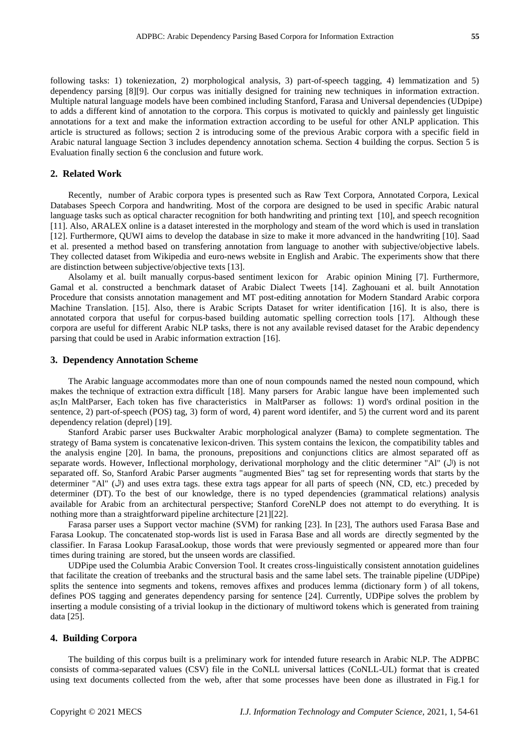following tasks: 1) tokeniezation, 2) morphological analysis, 3) part-of-speech tagging, 4) lemmatization and 5) dependency parsing [8][9]. Our corpus was initially designed for training new techniques in information extraction. Multiple natural language models have been combined including Stanford, Farasa and Universal dependencies (UDpipe) to adds a different kind of annotation to the corpora. This corpus is motivated to quickly and painlessly get linguistic annotations for a text and make the information extraction according to be useful for other ANLP application. This article is structured as follows; section 2 is introducing some of the previous Arabic corpora with a specific field in Arabic natural language Section 3 includes dependency annotation schema. Section 4 building the corpus. Section 5 is Evaluation finally section 6 the conclusion and future work.

## 2. Related Work

Recently, number of Arabic corpora types is presented such as Raw Text Corpora, Annotated Corpora, Lexical Databases Speech Corpora and handwriting. Most of the corpora are designed to be used in specific Arabic natural language tasks such as optical character recognition for both handwriting and printing text [10], and speech recognition [11]. Also, ARALEX online is a dataset interested in the morphology and steam of the word which is used in translation [12]. Furthermore, QUWI aims to develop the database in size to make it more advanced in the handwriting [10]. Saad et al. presented a method based on transfering annotation from language to another with subjective/objective labels. They collected dataset from Wikipedia and euro-news website in English and Arabic. The experiments show that there are distinction between subjective/objective texts [13].

Alsolamy et al. built manually corpus-based sentiment lexicon for Arabic opinion Mining [7]. Furthermore, Gamal et al. constructed a benchmark dataset of Arabic Dialect Tweets [14]. Zaghouani et al. built Annotation Procedure that consists annotation management and MT post-editing annotation for Modern Standard Arabic corpora Machine Translation. [15]. Also, there is Arabic Scripts Dataset for writer identification [16]. It is also, there is annotated corpora that useful for corpus-based building automatic spelling correction tools [17]. Although these corpora are useful for different Arabic NLP tasks, there is not any available revised dataset for the Arabic dependency parsing that could be used in Arabic information extraction [16].

## 3. Dependency Annotation Scheme

The Arabic language accommodates more than one of noun compounds named the nested noun compound, which makes the technique of extraction extra difficult [18]. Many parsers for Arabic langue have been implemented such as;In MaltParser, Each token has five characteristics in MaltParser as follows: 1) word's ordinal position in the sentence, 2) part-of-speech (POS) tag, 3) form of word, 4) parent word identifer, and 5) the current word and its parent dependency relation (deprel) [19].

Stanford Arabic parser uses Buckwalter Arabic morphological analyzer (Bama) to complete segmentation. The strategy of Bama system is concatenative lexicon-driven. This system contains the lexicon, the compatibility tables and the analysis engine [20]. In bama, the pronouns, prepositions and conjunctions clitics are almost separated off as separate words. However, Inflectional morphology, derivational morphology and the clitic determiner "Al" (ال) is not separated off. So, Stanford Arabic Parser augments "augmented Bies" tag set for representing words that starts by the determiner "Al" (ال) and uses extra tags. these extra tags appear for all parts of speech (NN, CD, etc.) preceded by determiner (DT). To the best of our knowledge, there is no typed dependencies (grammatical relations) analysis available for Arabic from an architectural perspective; Stanford CoreNLP does not attempt to do everything. It is nothing more than a straightforward pipeline architecture [21][22].

Farasa parser uses a Support vector machine (SVM) for ranking [23]. In [23], The authors used Farasa Base and Farasa Lookup. The concatenated stop-words list is used in Farasa Base and all words are directly segmented by the classifier. In Farasa Lookup FarasaLookup, those words that were previously segmented or appeared more than four times during training are stored, but the unseen words are classified.

UDPipe used the Columbia Arabic Conversion Tool. It creates cross-linguistically consistent annotation guidelines that facilitate the creation of treebanks and the structural basis and the same label sets. The trainable pipeline (UDPipe) splits the sentence into segments and tokens, removes affixes and produces lemma (dictionary form ) of all tokens, defines POS tagging and generates dependency parsing for sentence [24]. Currently, UDPipe solves the problem by inserting a module consisting of a trivial lookup in the dictionary of multiword tokens which is generated from training data [25].

## 4. Building Corpora

The building of this corpus built is a preliminary work for intended future research in Arabic NLP. The ADPBC consists of comma-separated values (CSV) file in the CoNLL universal lattices (CoNLL-UL) format that is created using text documents collected from the web, after that some processes have been done as illustrated in Fig.1 for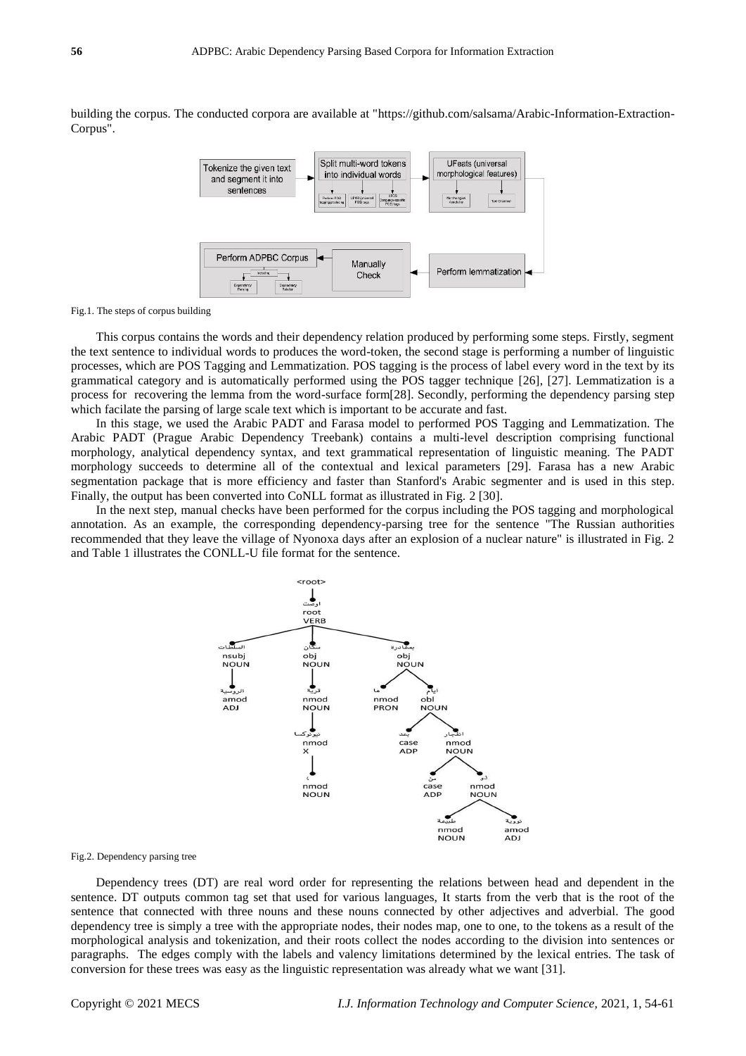building the corpus. The conducted corpora are available at "https://github.com/salsama/Arabic-Information-Extraction-Corpus".

Fig.1. The steps of corpus building

This corpus contains the words and their dependency relation produced by performing some steps. Firstly, segment the text sentence to individual words to produces the word-token, the second stage is performing a number of linguistic processes, which are POS Tagging and Lemmatization. POS tagging is the process of label every word in the text by its grammatical category and is automatically performed using the POS tagger technique [26], [27]. Lemmatization is a process for recovering the lemma from the word-surface form[28]. Secondly, performing the dependency parsing step which facilate the parsing of large scale text which is important to be accurate and fast.

In this stage, we used the Arabic PADT and Farasa model to performed POS Tagging and Lemmatization. The Arabic PADT (Prague Arabic Dependency Treebank) contains a multi-level description comprising functional morphology, analytical dependency syntax, and text grammatical representation of linguistic meaning. The PADT morphology succeeds to determine all of the contextual and lexical parameters [29]. Farasa has a new Arabic segmentation package that is more efficiency and faster than Stanford's Arabic segmenter and is used in this step. Finally, the output has been converted into CoNLL format as illustrated in Fig. 2 [30].

In the next step, manual checks have been performed for the corpus including the POS tagging and morphological annotation. As an example, the corresponding dependency-parsing tree for the sentence "The Russian authorities recommended that they leave the village of Nyonoxa days after an explosion of a nuclear nature" is illustrated in Fig. 2 and Table 1 illustrates the CONLL-U file format for the sentence.

Fig.2. Dependency parsing tree

Dependency trees (DT) are real word order for representing the relations between head and dependent in the sentence. DT outputs common tag set that used for various languages, It starts from the verb that is the root of the sentence that connected with three nouns and these nouns connected by other adjectives and adverbial. The good dependency tree is simply a tree with the appropriate nodes, their nodes map, one to one, to the tokens as a result of the morphological analysis and tokenization, and their roots collect the nodes according to the division into sentences or paragraphs. The edges comply with the labels and valency limitations determined by the lexical entries. The task of conversion for these trees was easy as the linguistic representation was already what we want [31].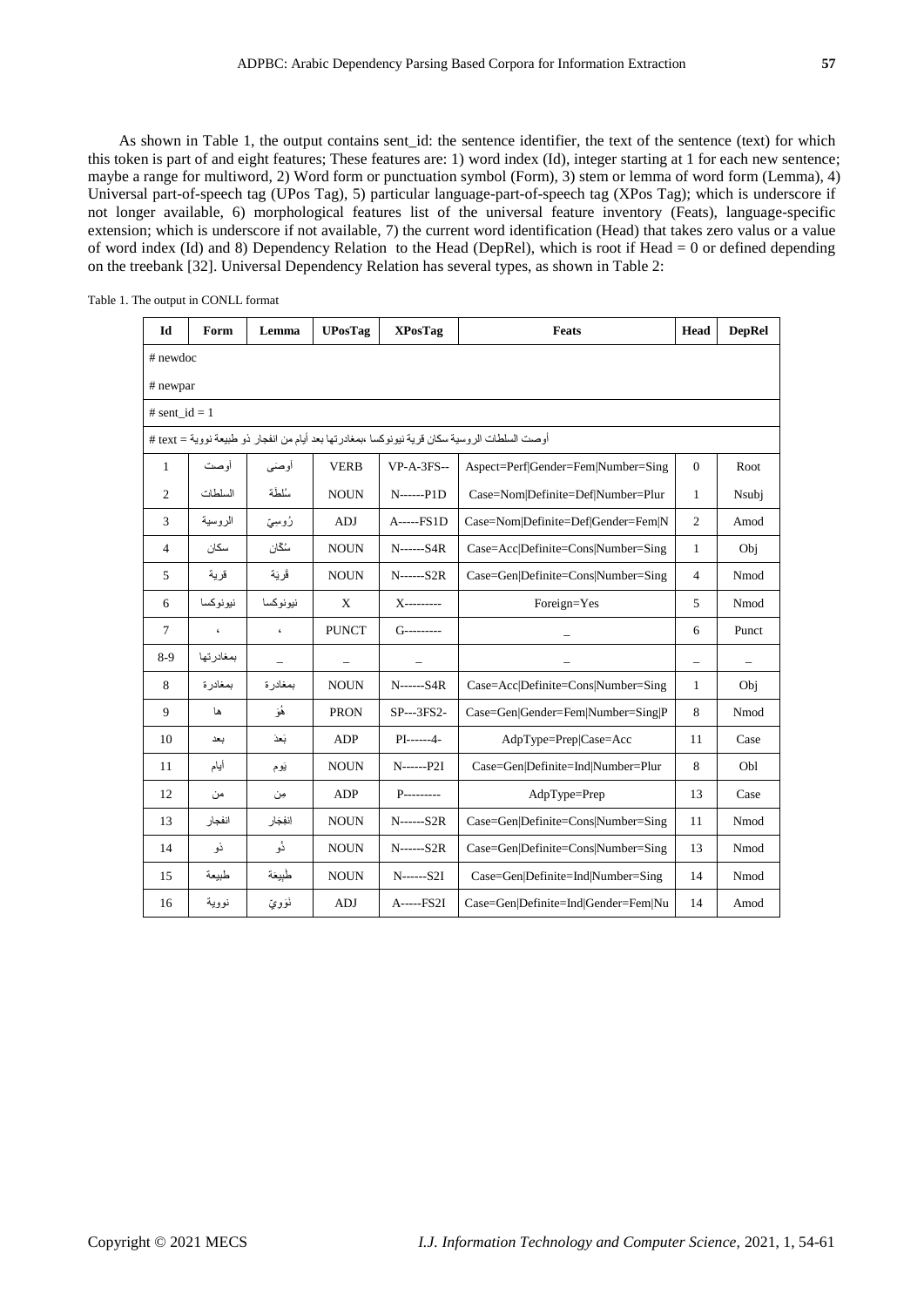As shown in Table 1, the output contains sent_id: the sentence identifier, the text of the sentence (text) for which this token is part of and eight features; These features are: 1) word index (Id), integer starting at 1 for each new sentence; maybe a range for multiword, 2) Word form or punctuation symbol (Form), 3) stem or lemma of word form (Lemma), 4) Universal part-of-speech tag (UPos Tag), 5) particular language-part-of-speech tag (XPos Tag); which is underscore if not longer available, 6) morphological features list of the universal feature inventory (Feats), language-specific extension; which is underscore if not available, 7) the current word identification (Head) that takes zero valus or a value of word index (Id) and 8) Dependency Relation to the Head (DepRel), which is root if Head = 0 or defined depending on the treebank [32]. Universal Dependency Relation has several types, as shown in Table 2:

Table 1. The output in CONLL format

| Id | Form | Lemma | UPosTag | XPosTag | Feats | Head | DepRel |
|---|---|---|---|---|---|---|---|
| # newdoc | | | | | | | |
| # newpar | | | | | | | |
| # sent_id = 1 | | | | | | | |
| # text = أوصت السلطات الروسية سكان قرية نيونوكسا ،بمغادرتها بعد أيام من انفجار ذو طبيعة نووية | | | | | | | |
| 1 | أوصت | أوصى | VERB | VP-A-3FS-- | Aspect=Perf\|Gender=Fem\|Number=Sing | 0 | Root |
| 2 | السلطات | سُلطَة | NOUN | N------P1D | Case=Nom\|Definite=Def\|Number=Plur | 1 | Nsubj |
| 3 | الروسية | رُوسِيّ | ADJ | A-----FS1D | Case=Nom\|Definite=Def\|Gender=Fem\|N | 2 | Amod |
| 4 | سكان | سُكّان | NOUN | N------S4R | Case=Acc\|Definite=Cons\|Number=Sing | 1 | Obj |
| 5 | قرية | قَريَة | NOUN | N------S2R | Case=Gen\|Definite=Cons\|Number=Sing | 4 | Nmod |
| 6 | نيونوكسا | نيونوكسا | X | X--------- | Foreign=Yes | 5 | Nmod |
| 7 | ، | ، | PUNCT | G--------- | _ | 6 | Punct |
| 8-9 | بمغادرتها | _ | _ | _ | _ | _ | _ |
| 8 | بمغادرة | بمغادرة | NOUN | N------S4R | Case=Acc\|Definite=Cons\|Number=Sing | 1 | Obj |
| 9 | ها | هُوَ | PRON | SP---3FS2- | Case=Gen\|Gender=Fem\|Number=Sing\|P | 8 | Nmod |
| 10 | بعد | بَعدَ | ADP | PI------4- | AdpType=Prep\|Case=Acc | 11 | Case |
| 11 | أيام | يَوم | NOUN | N------P2I | Case=Gen\|Definite=Ind\|Number=Plur | 8 | Obl |
| 12 | من | مِن | ADP | P--------- | AdpType=Prep | 13 | Case |
| 13 | انفجار | اِنفِجار | NOUN | N------S2R | Case=Gen\|Definite=Cons\|Number=Sing | 11 | Nmod |
| 14 | ذو | ذُو | NOUN | N------S2R | Case=Gen\|Definite=Cons\|Number=Sing | 13 | Nmod |
| 15 | طبيعة | طَبِيعَة | NOUN | N------S2I | Case=Gen\|Definite=Ind\|Number=Sing | 14 | Nmod |
| 16 | نووية | نَوَوِيّ | ADJ | A-----FS2I | Case=Gen\|Definite=Ind\|Gender=Fem\|Nu | 14 | Amod |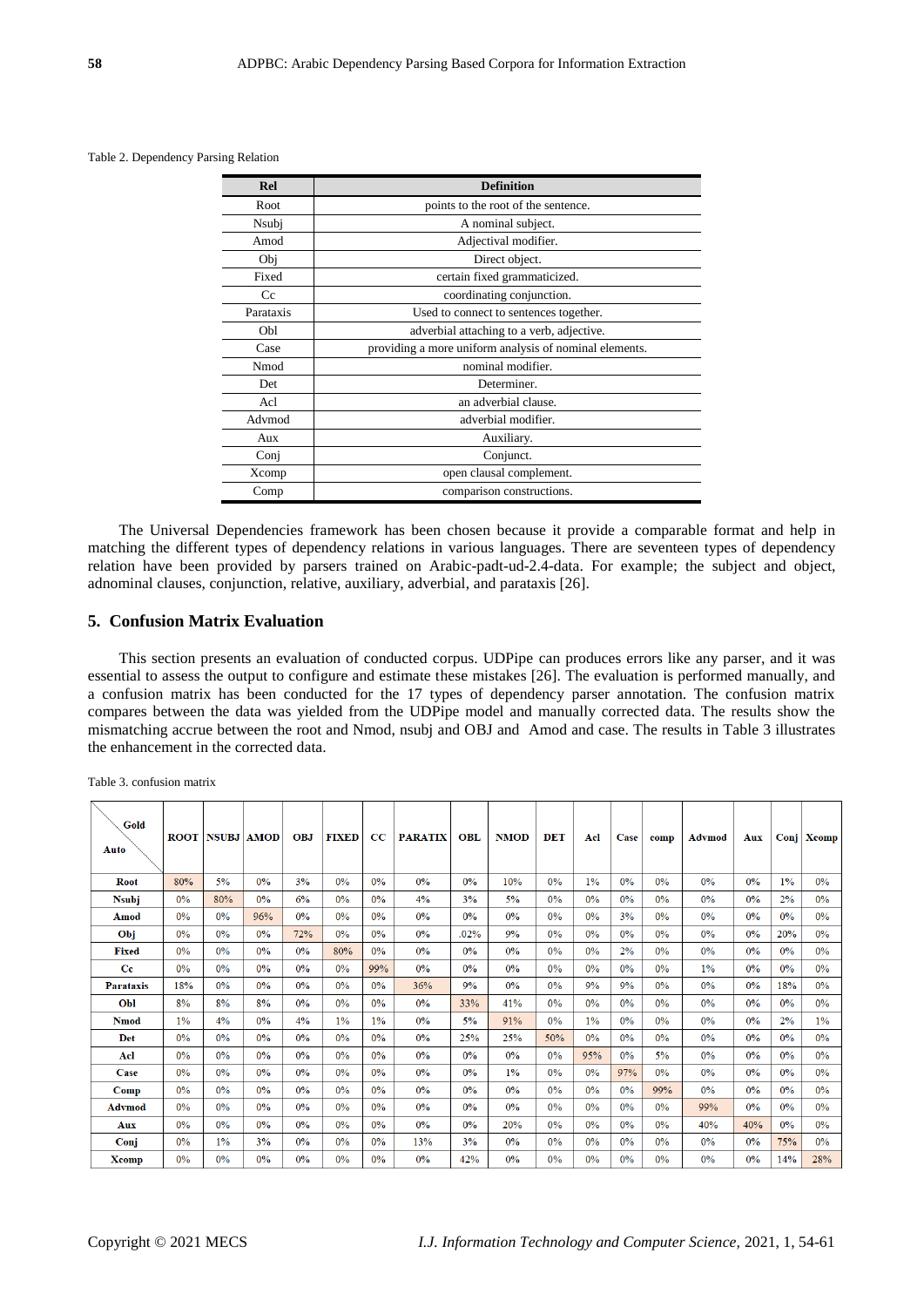Table 2. Dependency Parsing Relation

| Rel | Definition |
|---|---|
| Root | points to the root of the sentence. |
| Nsubj | A nominal subject. |
| Amod | Adjectival modifier. |
| Obj | Direct object. |
| Fixed | certain fixed grammaticized. |
| Cc | coordinating conjunction. |
| Parataxis | Used to connect to sentences together. |
| Obl | adverbial attaching to a verb, adjective. |
| Case | providing a more uniform analysis of nominal elements. |
| Nmod | nominal modifier. |
| Det | Determiner. |
| Acl | an adverbial clause. |
| Advmod | adverbial modifier. |
| Aux | Auxiliary. |
| Conj | Conjunct. |
| Xcomp | open clausal complement. |
| Comp | comparison constructions. |

The Universal Dependencies framework has been chosen because it provide a comparable format and help in matching the different types of dependency relations in various languages. There are seventeen types of dependency relation have been provided by parsers trained on Arabic-padt-ud-2.4-data. For example; the subject and object, adnominal clauses, conjunction, relative, auxiliary, adverbial, and parataxis [26].

## 5. Confusion Matrix Evaluation

This section presents an evaluation of conducted corpus. UDPipe can produces errors like any parser, and it was essential to assess the output to configure and estimate these mistakes [26]. The evaluation is performed manually, and a confusion matrix has been conducted for the 17 types of dependency parser annotation. The confusion matrix compares between the data was yielded from the UDPipe model and manually corrected data. The results show the mismatching accrue between the root and Nmod, nsubj and OBJ and Amod and case. The results in Table 3 illustrates the enhancement in the corrected data.

Table 3. confusion matrix

| Gold / Auto | ROOT | NSUBJ | AMOD | OBJ | FIXED | CC | PARATIX | OBL | NMOD | DET | Acl | Case | comp | Advmod | Aux | Conj | Xcomp |
|---|---|---|---|---|---|---|---|---|---|---|---|---|---|---|---|---|---|
| **Root** | 80% | 5% | 0% | 3% | 0% | 0% | 0% | 0% | 10% | 0% | 1% | 0% | 0% | 0% | 0% | 1% | 0% |
| **Nsubj** | 0% | 80% | 0% | 6% | 0% | 0% | 4% | 3% | 5% | 0% | 0% | 0% | 0% | 0% | 0% | 2% | 0% |
| **Amod** | 0% | 0% | 96% | 0% | 0% | 0% | 0% | 0% | 0% | 0% | 0% | 3% | 0% | 0% | 0% | 0% | 0% |
| **Obj** | 0% | 0% | 0% | 72% | 0% | 0% | 0% | .02% | 9% | 0% | 0% | 0% | 0% | 0% | 0% | 20% | 0% |
| **Fixed** | 0% | 0% | 0% | 0% | 80% | 0% | 0% | 0% | 0% | 0% | 0% | 2% | 0% | 0% | 0% | 0% | 0% |
| **Cc** | 0% | 0% | 0% | 0% | 0% | 99% | 0% | 0% | 0% | 0% | 0% | 0% | 0% | 1% | 0% | 0% | 0% |
| **Parataxis** | 18% | 0% | 0% | 0% | 0% | 0% | 36% | 9% | 0% | 0% | 9% | 9% | 0% | 0% | 0% | 18% | 0% |
| **Obl** | 8% | 8% | 8% | 0% | 0% | 0% | 0% | 33% | 41% | 0% | 0% | 0% | 0% | 0% | 0% | 0% | 0% |
| **Nmod** | 1% | 4% | 0% | 4% | 1% | 1% | 0% | 5% | 91% | 0% | 1% | 0% | 0% | 0% | 0% | 2% | 1% |
| **Det** | 0% | 0% | 0% | 0% | 0% | 0% | 0% | 25% | 25% | 50% | 0% | 0% | 0% | 0% | 0% | 0% | 0% |
| **Acl** | 0% | 0% | 0% | 0% | 0% | 0% | 0% | 0% | 0% | 0% | 95% | 0% | 5% | 0% | 0% | 0% | 0% |
| **Case** | 0% | 0% | 0% | 0% | 0% | 0% | 0% | 0% | 1% | 0% | 0% | 97% | 0% | 0% | 0% | 0% | 0% |
| **Comp** | 0% | 0% | 0% | 0% | 0% | 0% | 0% | 0% | 0% | 0% | 0% | 0% | 99% | 0% | 0% | 0% | 0% |
| **Advmod** | 0% | 0% | 0% | 0% | 0% | 0% | 0% | 0% | 0% | 0% | 0% | 0% | 0% | 99% | 0% | 0% | 0% |
| **Aux** | 0% | 0% | 0% | 0% | 0% | 0% | 0% | 0% | 20% | 0% | 0% | 0% | 0% | 40% | 40% | 0% | 0% |
| **Conj** | 0% | 1% | 3% | 0% | 0% | 0% | 13% | 3% | 0% | 0% | 0% | 0% | 0% | 0% | 0% | 75% | 0% |
| **Xcomp** | 0% | 0% | 0% | 0% | 0% | 0% | 0% | 42% | 0% | 0% | 0% | 0% | 0% | 0% | 0% | 14% | 28% |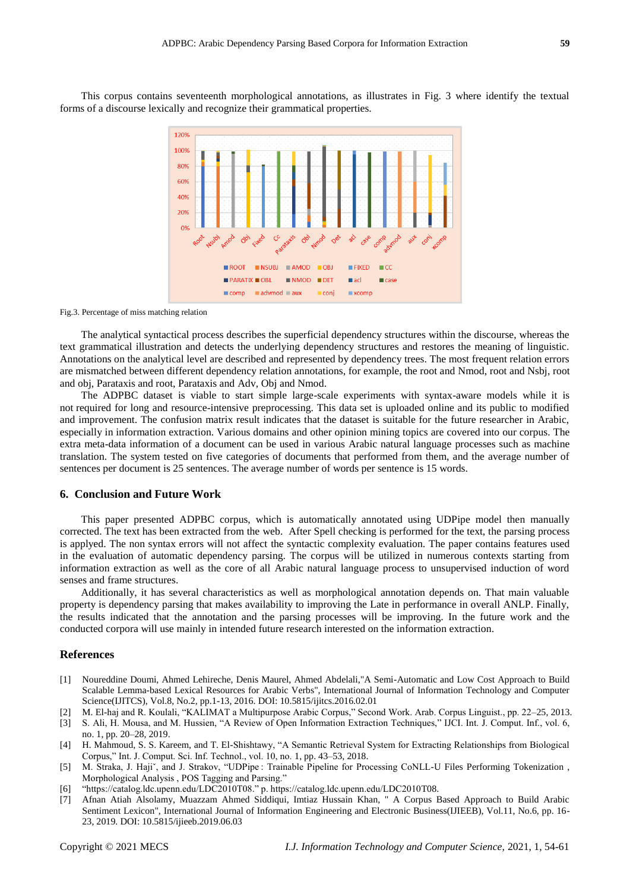This corpus contains seventeenth morphological annotations, as illustrates in Fig. 3 where identify the textual forms of a discourse lexically and recognize their grammatical properties.

Fig.3. Percentage of miss matching relation

The analytical syntactical process describes the superficial dependency structures within the discourse, whereas the text grammatical illustration and detects the underlying dependency structures and restores the meaning of linguistic. Annotations on the analytical level are described and represented by dependency trees. The most frequent relation errors are mismatched between different dependency relation annotations, for example, the root and Nmod, root and Nsbj, root and obj, Parataxis and root, Parataxis and Adv, Obj and Nmod.

The ADPBC dataset is viable to start simple large-scale experiments with syntax-aware models while it is not required for long and resource-intensive preprocessing. This data set is uploaded online and its public to modified and improvement. The confusion matrix result indicates that the dataset is suitable for the future researcher in Arabic, especially in information extraction. Various domains and other opinion mining topics are covered into our corpus. The extra meta-data information of a document can be used in various Arabic natural language processes such as machine translation. The system tested on five categories of documents that performed from them, and the average number of sentences per document is 25 sentences. The average number of words per sentence is 15 words.

## 6. Conclusion and Future Work

This paper presented ADPBC corpus, which is automatically annotated using UDPipe model then manually corrected. The text has been extracted from the web. After Spell checking is performed for the text, the parsing process is applyed. The non syntax errors will not affect the syntactic complexity evaluation. The paper contains features used in the evaluation of automatic dependency parsing. The corpus will be utilized in numerous contexts starting from information extraction as well as the core of all Arabic natural language process to unsupervised induction of word senses and frame structures.

Additionally, it has several characteristics as well as morphological annotation depends on. That main valuable property is dependency parsing that makes availability to improving the Late in performance in overall ANLP. Finally, the results indicated that the annotation and the parsing processes will be improving. In the future work and the conducted corpora will use mainly in intended future research interested on the information extraction.

## References

[1] Noureddine Doumi, Ahmed Lehireche, Denis Maurel, Ahmed Abdelali,"A Semi-Automatic and Low Cost Approach to Build Scalable Lemma-based Lexical Resources for Arabic Verbs", International Journal of Information Technology and Computer Science(IJITCS), Vol.8, No.2, pp.1-13, 2016. DOI: 10.5815/ijitcs.2016.02.01

[2] M. El-haj and R. Koulali, "KALIMAT a Multipurpose Arabic Corpus," Second Work. Arab. Corpus Linguist., pp. 22–25, 2013.

[3] S. Ali, H. Mousa, and M. Hussien, "A Review of Open Information Extraction Techniques," IJCI. Int. J. Comput. Inf., vol. 6, no. 1, pp. 20–28, 2019.

[4] H. Mahmoud, S. S. Kareem, and T. El-Shishtawy, "A Semantic Retrieval System for Extracting Relationships from Biological Corpus," Int. J. Comput. Sci. Inf. Technol., vol. 10, no. 1, pp. 43–53, 2018.

[5] M. Straka, J. Hajiˇ, and J. Strakov, "UDPipe : Trainable Pipeline for Processing CoNLL-U Files Performing Tokenization , Morphological Analysis , POS Tagging and Parsing."

[6] "https://catalog.ldc.upenn.edu/LDC2010T08." p. https://catalog.ldc.upenn.edu/LDC2010T08.

[7] Afnan Atiah Alsolamy, Muazzam Ahmed Siddiqui, Imtiaz Hussain Khan, " A Corpus Based Approach to Build Arabic Sentiment Lexicon", International Journal of Information Engineering and Electronic Business(IJIEEB), Vol.11, No.6, pp. 16-23, 2019. DOI: 10.5815/ijieeb.2019.06.03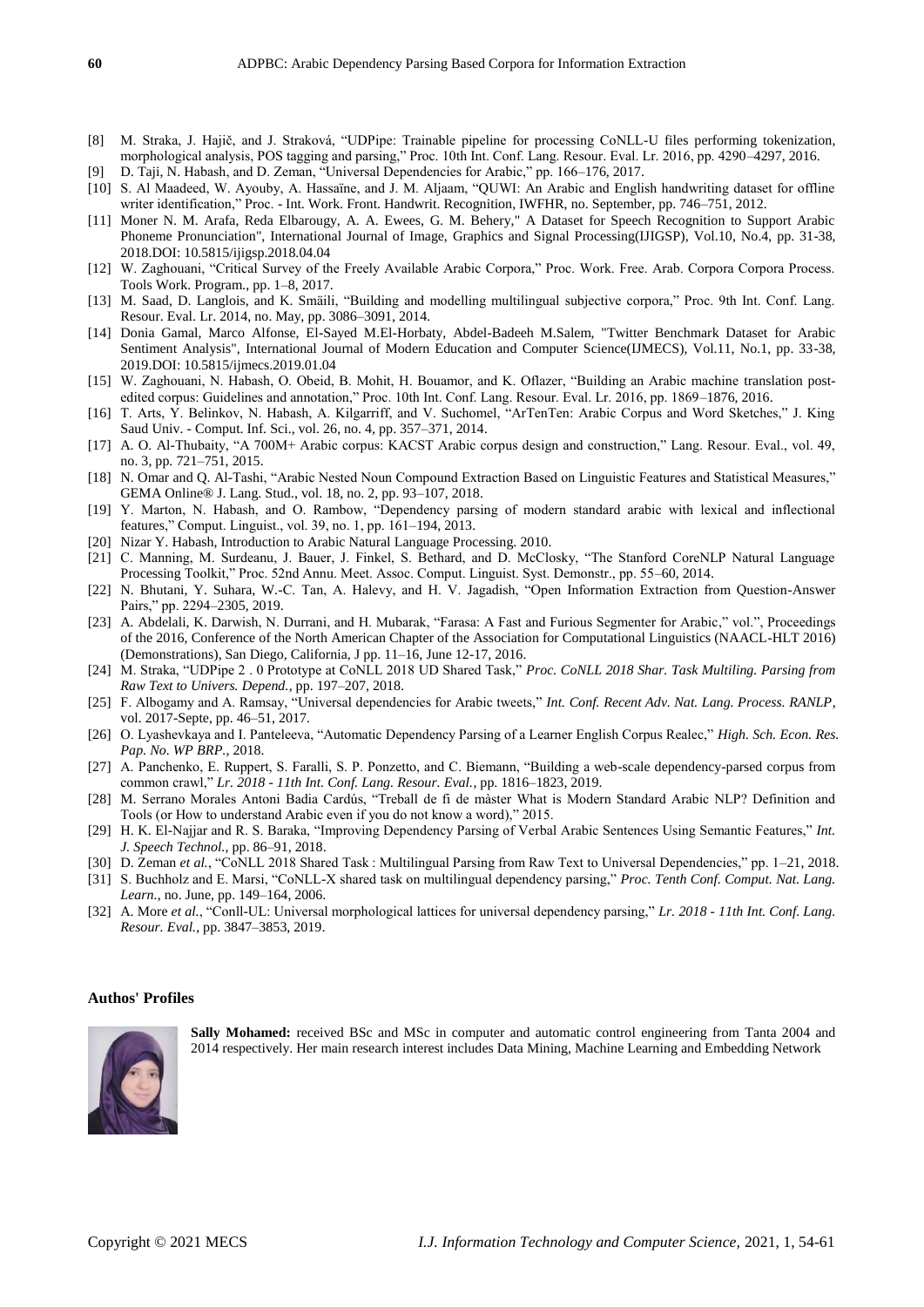[8] M. Straka, J. Hajič, and J. Straková, "UDPipe: Trainable pipeline for processing CoNLL-U files performing tokenization, morphological analysis, POS tagging and parsing," Proc. 10th Int. Conf. Lang. Resour. Eval. Lr. 2016, pp. 4290–4297, 2016.

[9] D. Taji, N. Habash, and D. Zeman, "Universal Dependencies for Arabic," pp. 166–176, 2017.

[10] S. Al Maadeed, W. Ayouby, A. Hassaïne, and J. M. Aljaam, "QUWI: An Arabic and English handwriting dataset for offline writer identification," Proc. - Int. Work. Front. Handwrit. Recognition, IWFHR, no. September, pp. 746–751, 2012.

[11] Moner N. M. Arafa, Reda Elbarougy, A. A. Ewees, G. M. Behery," A Dataset for Speech Recognition to Support Arabic Phoneme Pronunciation", International Journal of Image, Graphics and Signal Processing(IJIGSP), Vol.10, No.4, pp. 31-38, 2018.DOI: 10.5815/ijigsp.2018.04.04

[12] W. Zaghouani, "Critical Survey of the Freely Available Arabic Corpora," Proc. Work. Free. Arab. Corpora Corpora Process. Tools Work. Program., pp. 1–8, 2017.

[13] M. Saad, D. Langlois, and K. Smäili, "Building and modelling multilingual subjective corpora," Proc. 9th Int. Conf. Lang. Resour. Eval. Lr. 2014, no. May, pp. 3086–3091, 2014.

[14] Donia Gamal, Marco Alfonse, El-Sayed M.El-Horbaty, Abdel-Badeeh M.Salem, "Twitter Benchmark Dataset for Arabic Sentiment Analysis", International Journal of Modern Education and Computer Science(IJMECS), Vol.11, No.1, pp. 33-38, 2019.DOI: 10.5815/ijmecs.2019.01.04

[15] W. Zaghouani, N. Habash, O. Obeid, B. Mohit, H. Bouamor, and K. Oflazer, "Building an Arabic machine translation post-edited corpus: Guidelines and annotation," Proc. 10th Int. Conf. Lang. Resour. Eval. Lr. 2016, pp. 1869–1876, 2016.

[16] T. Arts, Y. Belinkov, N. Habash, A. Kilgarriff, and V. Suchomel, "ArTenTen: Arabic Corpus and Word Sketches," J. King Saud Univ. - Comput. Inf. Sci., vol. 26, no. 4, pp. 357–371, 2014.

[17] A. O. Al-Thubaity, "A 700M+ Arabic corpus: KACST Arabic corpus design and construction," Lang. Resour. Eval., vol. 49, no. 3, pp. 721–751, 2015.

[18] N. Omar and Q. Al-Tashi, "Arabic Nested Noun Compound Extraction Based on Linguistic Features and Statistical Measures," GEMA Online® J. Lang. Stud., vol. 18, no. 2, pp. 93–107, 2018.

[19] Y. Marton, N. Habash, and O. Rambow, "Dependency parsing of modern standard arabic with lexical and inflectional features," Comput. Linguist., vol. 39, no. 1, pp. 161–194, 2013.

[20] Nizar Y. Habash, Introduction to Arabic Natural Language Processing. 2010.

[21] C. Manning, M. Surdeanu, J. Bauer, J. Finkel, S. Bethard, and D. McClosky, "The Stanford CoreNLP Natural Language Processing Toolkit," Proc. 52nd Annu. Meet. Assoc. Comput. Linguist. Syst. Demonstr., pp. 55–60, 2014.

[22] N. Bhutani, Y. Suhara, W.-C. Tan, A. Halevy, and H. V. Jagadish, "Open Information Extraction from Question-Answer Pairs," pp. 2294–2305, 2019.

[23] A. Abdelali, K. Darwish, N. Durrani, and H. Mubarak, "Farasa: A Fast and Furious Segmenter for Arabic," vol.", Proceedings of the 2016, Conference of the North American Chapter of the Association for Computational Linguistics (NAACL-HLT 2016) (Demonstrations), San Diego, California, J pp. 11–16, June 12-17, 2016.

[24] M. Straka, "UDPipe 2 . 0 Prototype at CoNLL 2018 UD Shared Task," *Proc. CoNLL 2018 Shar. Task Multiling. Parsing from Raw Text to Univers. Depend.*, pp. 197–207, 2018.

[25] F. Albogamy and A. Ramsay, "Universal dependencies for Arabic tweets," *Int. Conf. Recent Adv. Nat. Lang. Process. RANLP*, vol. 2017-Septe, pp. 46–51, 2017.

[26] O. Lyashevkaya and I. Panteleeva, "Automatic Dependency Parsing of a Learner English Corpus Realec," *High. Sch. Econ. Res. Pap. No. WP BRP.*, 2018.

[27] A. Panchenko, E. Ruppert, S. Faralli, S. P. Ponzetto, and C. Biemann, "Building a web-scale dependency-parsed corpus from common crawl," *Lr. 2018 - 11th Int. Conf. Lang. Resour. Eval.*, pp. 1816–1823, 2019.

[28] M. Serrano Morales Antoni Badia Cardús, "Treball de fi de màster What is Modern Standard Arabic NLP? Definition and Tools (or How to understand Arabic even if you do not know a word)," 2015.

[29] H. K. El-Najjar and R. S. Baraka, "Improving Dependency Parsing of Verbal Arabic Sentences Using Semantic Features," *Int. J. Speech Technol.*, pp. 86–91, 2018.

[30] D. Zeman *et al.*, "CoNLL 2018 Shared Task : Multilingual Parsing from Raw Text to Universal Dependencies," pp. 1–21, 2018.

[31] S. Buchholz and E. Marsi, "CoNLL-X shared task on multilingual dependency parsing," *Proc. Tenth Conf. Comput. Nat. Lang. Learn.*, no. June, pp. 149–164, 2006.

[32] A. More *et al.*, "Conll-UL: Universal morphological lattices for universal dependency parsing," *Lr. 2018 - 11th Int. Conf. Lang. Resour. Eval.*, pp. 3847–3853, 2019.

### Authos' Profiles

**Sally Mohamed:** received BSc and MSc in computer and automatic control engineering from Tanta 2004 and 2014 respectively. Her main research interest includes Data Mining, Machine Learning and Embedding Network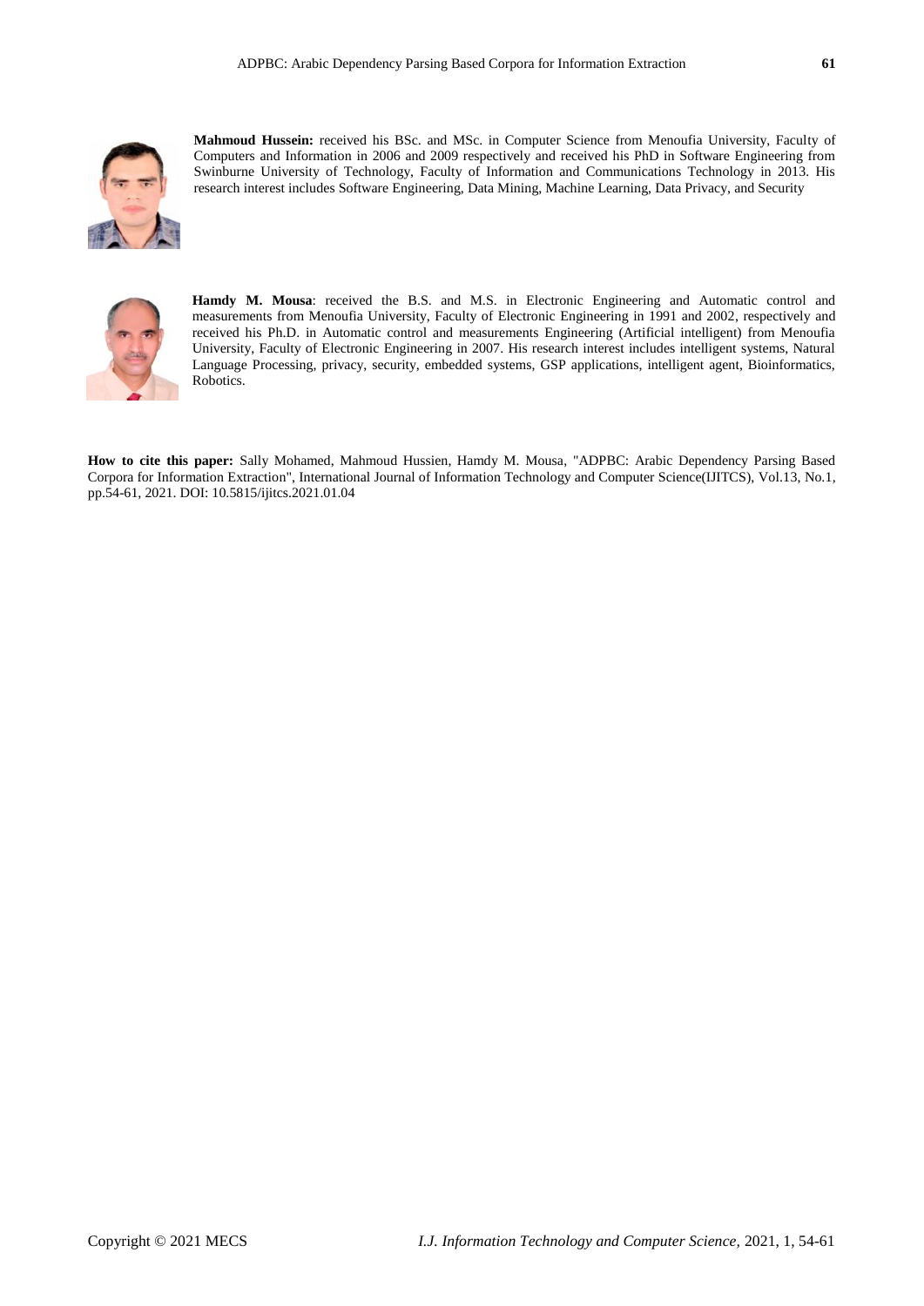**Mahmoud Hussein:** received his BSc. and MSc. in Computer Science from Menoufia University, Faculty of Computers and Information in 2006 and 2009 respectively and received his PhD in Software Engineering from Swinburne University of Technology, Faculty of Information and Communications Technology in 2013. His research interest includes Software Engineering, Data Mining, Machine Learning, Data Privacy, and Security

**Hamdy M. Mousa**: received the B.S. and M.S. in Electronic Engineering and Automatic control and measurements from Menoufia University, Faculty of Electronic Engineering in 1991 and 2002, respectively and received his Ph.D. in Automatic control and measurements Engineering (Artificial intelligent) from Menoufia University, Faculty of Electronic Engineering in 2007. His research interest includes intelligent systems, Natural Language Processing, privacy, security, embedded systems, GSP applications, intelligent agent, Bioinformatics, Robotics.

**How to cite this paper:** Sally Mohamed, Mahmoud Hussien, Hamdy M. Mousa, "ADPBC: Arabic Dependency Parsing Based Corpora for Information Extraction", International Journal of Information Technology and Computer Science(IJITCS), Vol.13, No.1, pp.54-61, 2021. DOI: 10.5815/ijitcs.2021.01.04